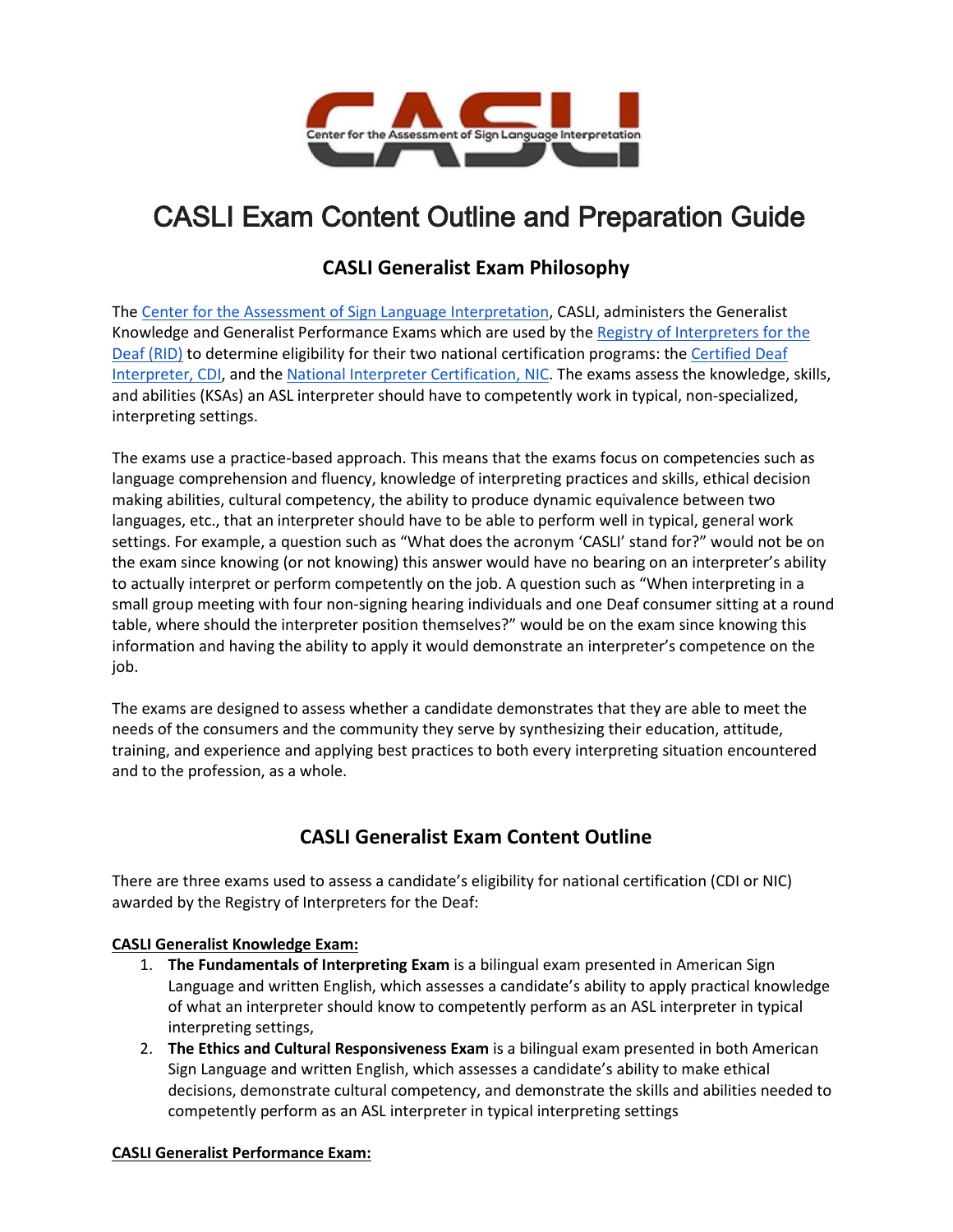# CASLI Exam Content Outline and Preparation Guide

## CASLI Generalist Exam Philosophy

The Center for the Assessment of Sign Language Interpretation, CASLI, administers the Generalist Knowledge and Generalist Performance Exams which are used by the Registry of Interpreters for the Deaf (RID) to determine eligibility for their two national certification programs: the Certified Deaf Interpreter, CDI, and the National Interpreter Certification, NIC. The exams assess the knowledge, skills, and abilities (KSAs) an ASL interpreter should have to competently work in typical, non-specialized, interpreting settings.

The exams use a practice-based approach. This means that the exams focus on competencies such as language comprehension and fluency, knowledge of interpreting practices and skills, ethical decision making abilities, cultural competency, the ability to produce dynamic equivalence between two languages, etc., that an interpreter should have to be able to perform well in typical, general work settings. For example, a question such as "What does the acronym 'CASLI' stand for?" would not be on the exam since knowing (or not knowing) this answer would have no bearing on an interpreter's ability to actually interpret or perform competently on the job. A question such as "When interpreting in a small group meeting with four non-signing hearing individuals and one Deaf consumer sitting at a round table, where should the interpreter position themselves?" would be on the exam since knowing this information and having the ability to apply it would demonstrate an interpreter's competence on the job.

The exams are designed to assess whether a candidate demonstrates that they are able to meet the needs of the consumers and the community they serve by synthesizing their education, attitude, training, and experience and applying best practices to both every interpreting situation encountered and to the profession, as a whole.

## CASLI Generalist Exam Content Outline

There are three exams used to assess a candidate's eligibility for national certification (CDI or NIC) awarded by the Registry of Interpreters for the Deaf:

**CASLI Generalist Knowledge Exam:**

1. **The Fundamentals of Interpreting Exam** is a bilingual exam presented in American Sign Language and written English, which assesses a candidate's ability to apply practical knowledge of what an interpreter should know to competently perform as an ASL interpreter in typical interpreting settings,
2. **The Ethics and Cultural Responsiveness Exam** is a bilingual exam presented in both American Sign Language and written English, which assesses a candidate's ability to make ethical decisions, demonstrate cultural competency, and demonstrate the skills and abilities needed to competently perform as an ASL interpreter in typical interpreting settings

**CASLI Generalist Performance Exam:**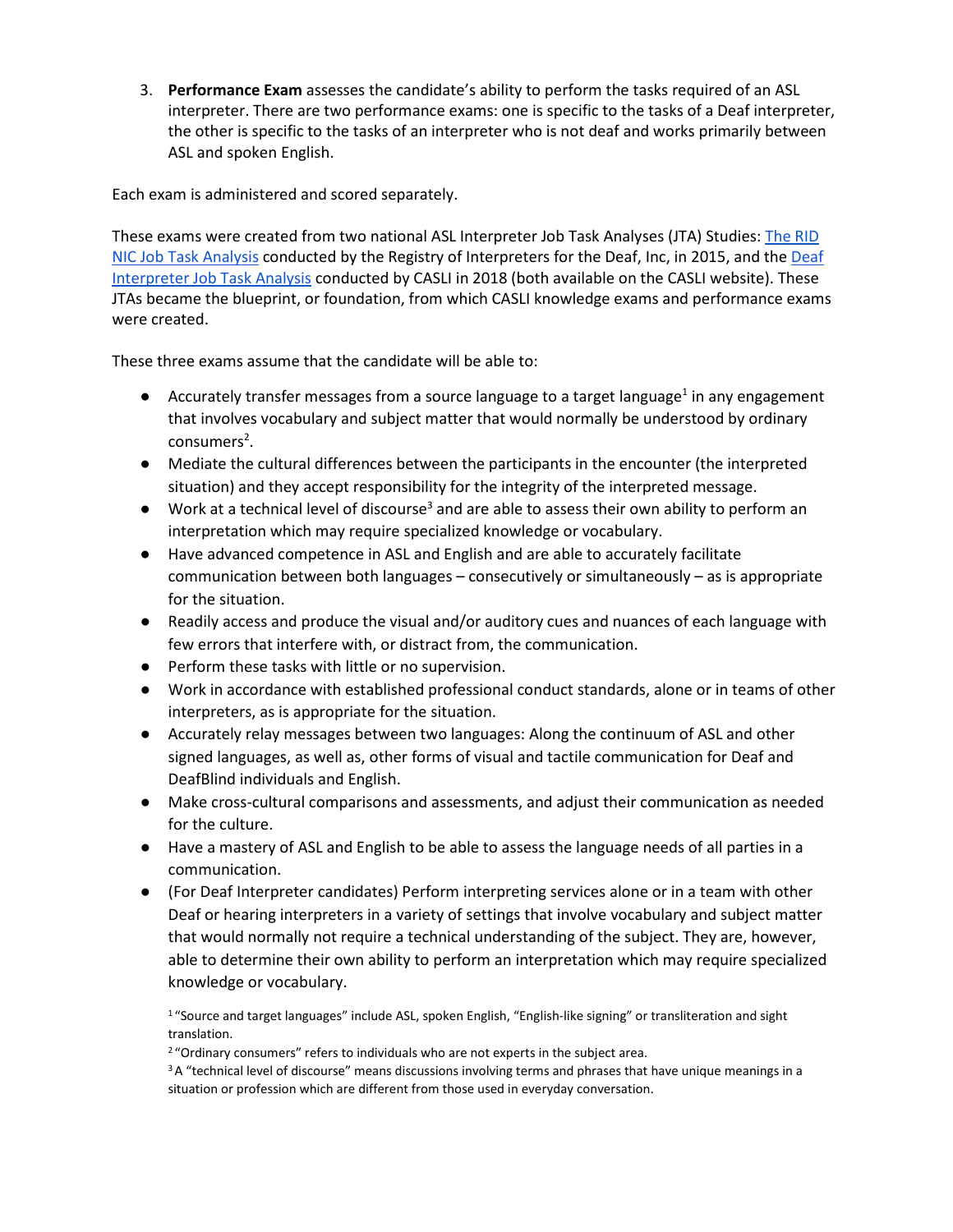3. **Performance Exam** assesses the candidate's ability to perform the tasks required of an ASL interpreter. There are two performance exams: one is specific to the tasks of a Deaf interpreter, the other is specific to the tasks of an interpreter who is not deaf and works primarily between ASL and spoken English.

Each exam is administered and scored separately.

These exams were created from two national ASL Interpreter Job Task Analyses (JTA) Studies: The RID NIC Job Task Analysis conducted by the Registry of Interpreters for the Deaf, Inc, in 2015, and the Deaf Interpreter Job Task Analysis conducted by CASLI in 2018 (both available on the CASLI website). These JTAs became the blueprint, or foundation, from which CASLI knowledge exams and performance exams were created.

These three exams assume that the candidate will be able to:

- Accurately transfer messages from a source language to a target language[1] in any engagement that involves vocabulary and subject matter that would normally be understood by ordinary consumers[2].
- Mediate the cultural differences between the participants in the encounter (the interpreted situation) and they accept responsibility for the integrity of the interpreted message.
- Work at a technical level of discourse[3] and are able to assess their own ability to perform an interpretation which may require specialized knowledge or vocabulary.
- Have advanced competence in ASL and English and are able to accurately facilitate communication between both languages – consecutively or simultaneously – as is appropriate for the situation.
- Readily access and produce the visual and/or auditory cues and nuances of each language with few errors that interfere with, or distract from, the communication.
- Perform these tasks with little or no supervision.
- Work in accordance with established professional conduct standards, alone or in teams of other interpreters, as is appropriate for the situation.
- Accurately relay messages between two languages: Along the continuum of ASL and other signed languages, as well as, other forms of visual and tactile communication for Deaf and DeafBlind individuals and English.
- Make cross-cultural comparisons and assessments, and adjust their communication as needed for the culture.
- Have a mastery of ASL and English to be able to assess the language needs of all parties in a communication.
- (For Deaf Interpreter candidates) Perform interpreting services alone or in a team with other Deaf or hearing interpreters in a variety of settings that involve vocabulary and subject matter that would normally not require a technical understanding of the subject. They are, however, able to determine their own ability to perform an interpretation which may require specialized knowledge or vocabulary.

[1] "Source and target languages" include ASL, spoken English, "English-like signing" or transliteration and sight translation.

[2] "Ordinary consumers" refers to individuals who are not experts in the subject area.

[3] A "technical level of discourse" means discussions involving terms and phrases that have unique meanings in a situation or profession which are different from those used in everyday conversation.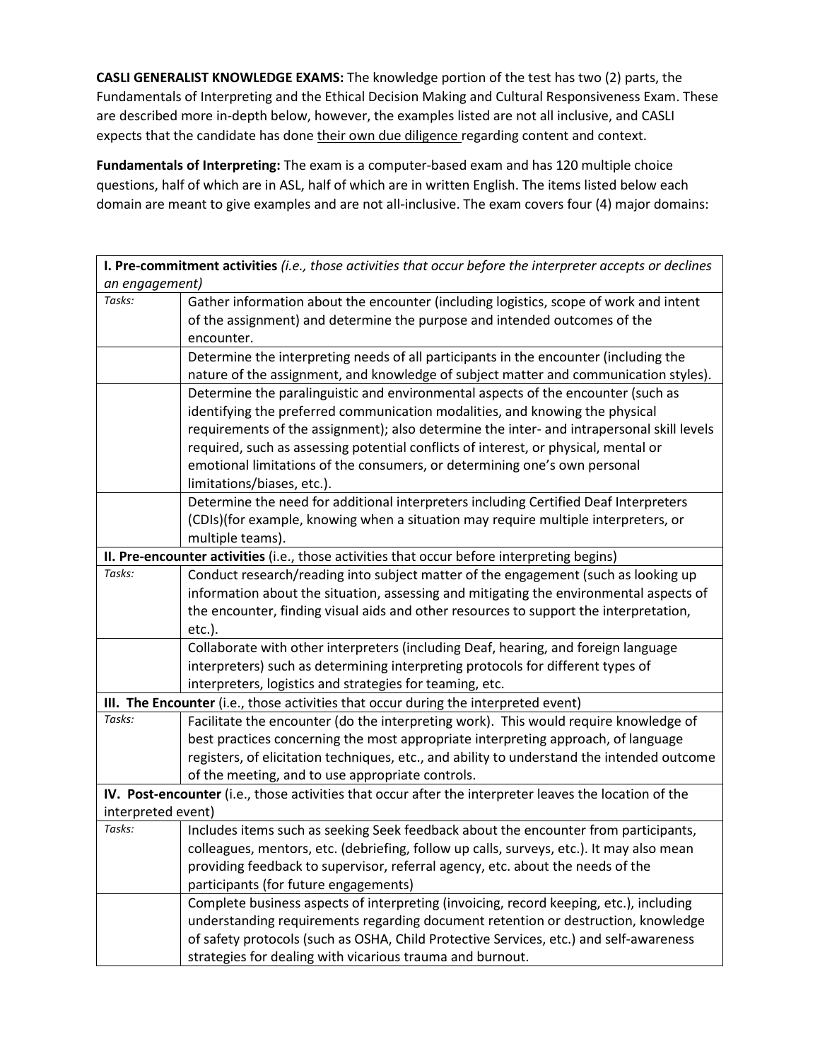**CASLI GENERALIST KNOWLEDGE EXAMS:** The knowledge portion of the test has two (2) parts, the Fundamentals of Interpreting and the Ethical Decision Making and Cultural Responsiveness Exam. These are described more in-depth below, however, the examples listed are not all inclusive, and CASLI expects that the candidate has done their own due diligence regarding content and context.

**Fundamentals of Interpreting:** The exam is a computer-based exam and has 120 multiple choice questions, half of which are in ASL, half of which are in written English. The items listed below each domain are meant to give examples and are not all-inclusive. The exam covers four (4) major domains:

| **I. Pre-commitment activities** *(i.e., those activities that occur before the interpreter accepts or declines an engagement)* | |
|---|---|
| *Tasks:* | Gather information about the encounter (including logistics, scope of work and intent of the assignment) and determine the purpose and intended outcomes of the encounter. |
| | Determine the interpreting needs of all participants in the encounter (including the nature of the assignment, and knowledge of subject matter and communication styles). |
| | Determine the paralinguistic and environmental aspects of the encounter (such as identifying the preferred communication modalities, and knowing the physical requirements of the assignment); also determine the inter- and intrapersonal skill levels required, such as assessing potential conflicts of interest, or physical, mental or emotional limitations of the consumers, or determining one's own personal limitations/biases, etc.). |
| | Determine the need for additional interpreters including Certified Deaf Interpreters (CDIs)(for example, knowing when a situation may require multiple interpreters, or multiple teams). |
| **II. Pre-encounter activities** (i.e., those activities that occur before interpreting begins) | |
| *Tasks:* | Conduct research/reading into subject matter of the engagement (such as looking up information about the situation, assessing and mitigating the environmental aspects of the encounter, finding visual aids and other resources to support the interpretation, etc.). |
| | Collaborate with other interpreters (including Deaf, hearing, and foreign language interpreters) such as determining interpreting protocols for different types of interpreters, logistics and strategies for teaming, etc. |
| **III. The Encounter** (i.e., those activities that occur during the interpreted event) | |
| *Tasks:* | Facilitate the encounter (do the interpreting work). This would require knowledge of best practices concerning the most appropriate interpreting approach, of language registers, of elicitation techniques, etc., and ability to understand the intended outcome of the meeting, and to use appropriate controls. |
| **IV. Post-encounter** (i.e., those activities that occur after the interpreter leaves the location of the interpreted event) | |
| *Tasks:* | Includes items such as seeking Seek feedback about the encounter from participants, colleagues, mentors, etc. (debriefing, follow up calls, surveys, etc.). It may also mean providing feedback to supervisor, referral agency, etc. about the needs of the participants (for future engagements) |
| | Complete business aspects of interpreting (invoicing, record keeping, etc.), including understanding requirements regarding document retention or destruction, knowledge of safety protocols (such as OSHA, Child Protective Services, etc.) and self-awareness strategies for dealing with vicarious trauma and burnout. |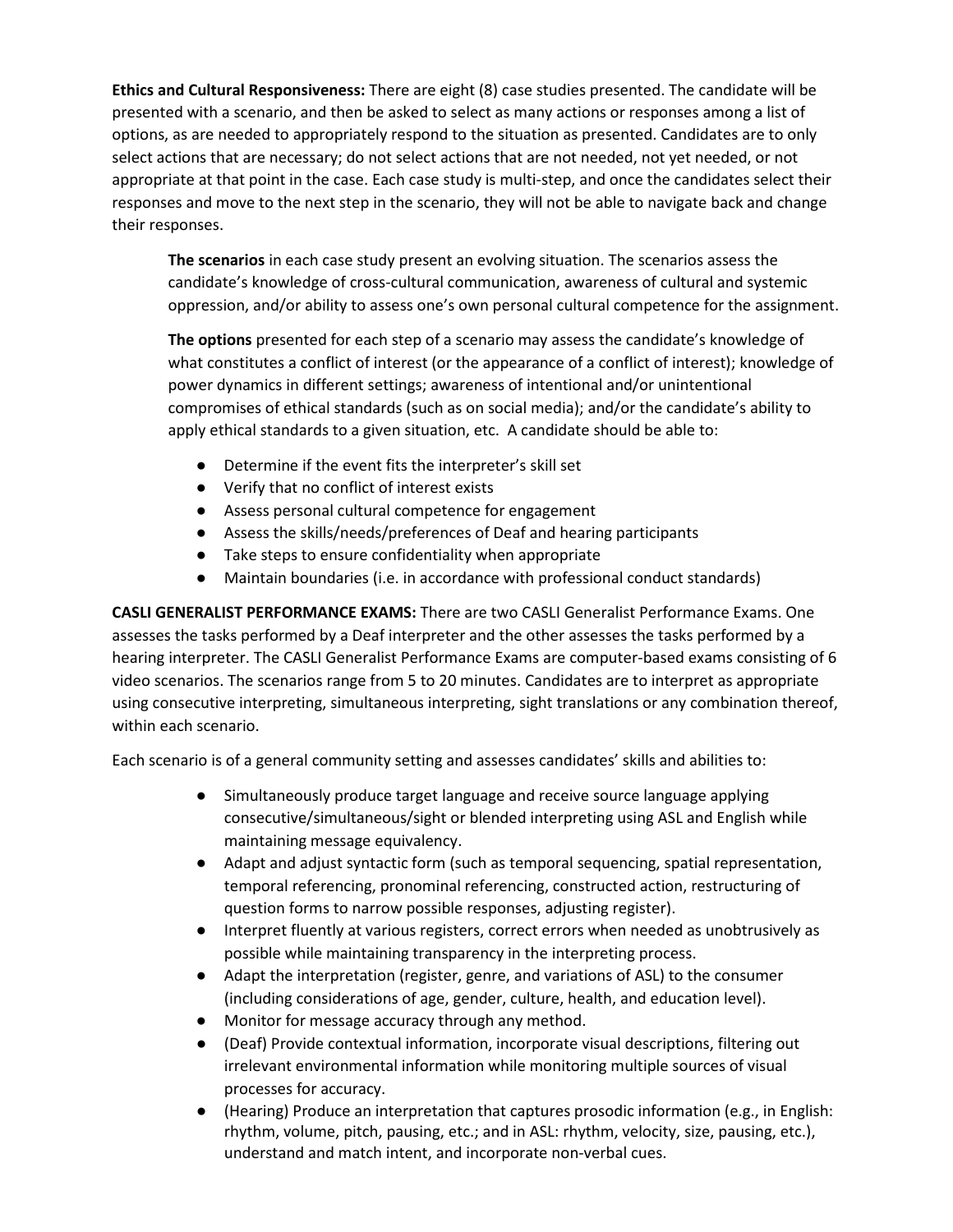**Ethics and Cultural Responsiveness:** There are eight (8) case studies presented. The candidate will be presented with a scenario, and then be asked to select as many actions or responses among a list of options, as are needed to appropriately respond to the situation as presented. Candidates are to only select actions that are necessary; do not select actions that are not needed, not yet needed, or not appropriate at that point in the case. Each case study is multi-step, and once the candidates select their responses and move to the next step in the scenario, they will not be able to navigate back and change their responses.

> **The scenarios** in each case study present an evolving situation. The scenarios assess the candidate's knowledge of cross-cultural communication, awareness of cultural and systemic oppression, and/or ability to assess one's own personal cultural competence for the assignment.
>
> **The options** presented for each step of a scenario may assess the candidate's knowledge of what constitutes a conflict of interest (or the appearance of a conflict of interest); knowledge of power dynamics in different settings; awareness of intentional and/or unintentional compromises of ethical standards (such as on social media); and/or the candidate's ability to apply ethical standards to a given situation, etc. A candidate should be able to:
>
> - Determine if the event fits the interpreter's skill set
> - Verify that no conflict of interest exists
> - Assess personal cultural competence for engagement
> - Assess the skills/needs/preferences of Deaf and hearing participants
> - Take steps to ensure confidentiality when appropriate
> - Maintain boundaries (i.e. in accordance with professional conduct standards)

**CASLI GENERALIST PERFORMANCE EXAMS:** There are two CASLI Generalist Performance Exams. One assesses the tasks performed by a Deaf interpreter and the other assesses the tasks performed by a hearing interpreter. The CASLI Generalist Performance Exams are computer-based exams consisting of 6 video scenarios. The scenarios range from 5 to 20 minutes. Candidates are to interpret as appropriate using consecutive interpreting, simultaneous interpreting, sight translations or any combination thereof, within each scenario.

Each scenario is of a general community setting and assesses candidates' skills and abilities to:

- Simultaneously produce target language and receive source language applying consecutive/simultaneous/sight or blended interpreting using ASL and English while maintaining message equivalency.
- Adapt and adjust syntactic form (such as temporal sequencing, spatial representation, temporal referencing, pronominal referencing, constructed action, restructuring of question forms to narrow possible responses, adjusting register).
- Interpret fluently at various registers, correct errors when needed as unobtrusively as possible while maintaining transparency in the interpreting process.
- Adapt the interpretation (register, genre, and variations of ASL) to the consumer (including considerations of age, gender, culture, health, and education level).
- Monitor for message accuracy through any method.
- (Deaf) Provide contextual information, incorporate visual descriptions, filtering out irrelevant environmental information while monitoring multiple sources of visual processes for accuracy.
- (Hearing) Produce an interpretation that captures prosodic information (e.g., in English: rhythm, volume, pitch, pausing, etc.; and in ASL: rhythm, velocity, size, pausing, etc.), understand and match intent, and incorporate non-verbal cues.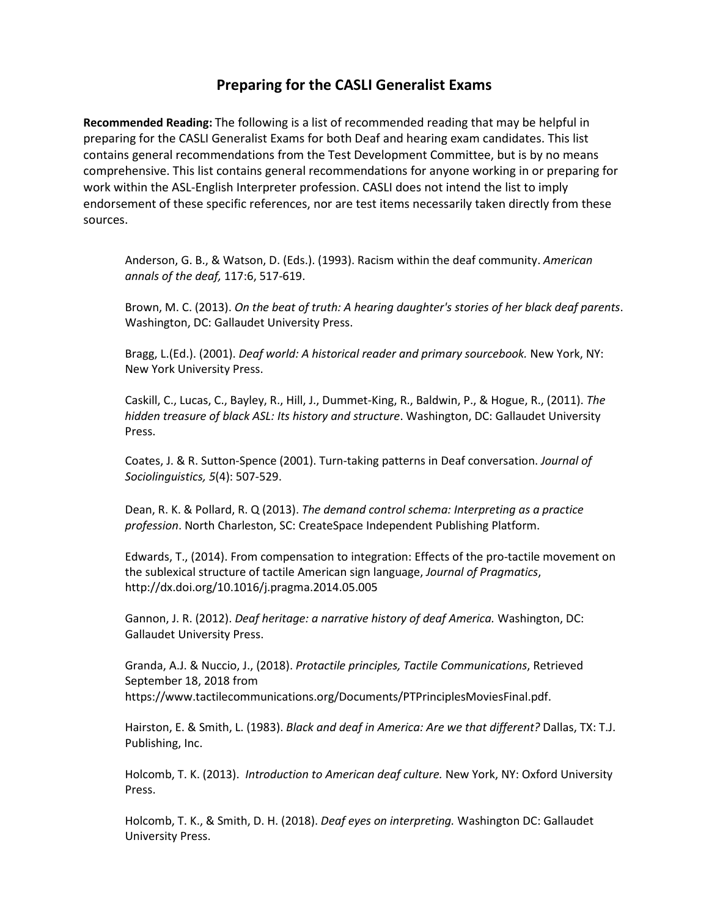## Preparing for the CASLI Generalist Exams

**Recommended Reading:** The following is a list of recommended reading that may be helpful in preparing for the CASLI Generalist Exams for both Deaf and hearing exam candidates. This list contains general recommendations from the Test Development Committee, but is by no means comprehensive. This list contains general recommendations for anyone working in or preparing for work within the ASL-English Interpreter profession. CASLI does not intend the list to imply endorsement of these specific references, nor are test items necessarily taken directly from these sources.

Anderson, G. B., & Watson, D. (Eds.). (1993). Racism within the deaf community. *American annals of the deaf,* 117:6, 517-619.

Brown, M. C. (2013). *On the beat of truth: A hearing daughter's stories of her black deaf parents*. Washington, DC: Gallaudet University Press.

Bragg, L.(Ed.). (2001). *Deaf world: A historical reader and primary sourcebook.* New York, NY: New York University Press.

Caskill, C., Lucas, C., Bayley, R., Hill, J., Dummet-King, R., Baldwin, P., & Hogue, R., (2011). *The hidden treasure of black ASL: Its history and structure*. Washington, DC: Gallaudet University Press.

Coates, J. & R. Sutton-Spence (2001). Turn-taking patterns in Deaf conversation. *Journal of Sociolinguistics, 5*(4): 507-529.

Dean, R. K. & Pollard, R. Q (2013). *The demand control schema: Interpreting as a practice profession*. North Charleston, SC: CreateSpace Independent Publishing Platform.

Edwards, T., (2014). From compensation to integration: Effects of the pro-tactile movement on the sublexical structure of tactile American sign language, *Journal of Pragmatics*, http://dx.doi.org/10.1016/j.pragma.2014.05.005

Gannon, J. R. (2012). *Deaf heritage: a narrative history of deaf America.* Washington, DC: Gallaudet University Press.

Granda, A.J. & Nuccio, J., (2018). *Protactile principles, Tactile Communications*, Retrieved September 18, 2018 from https://www.tactilecommunications.org/Documents/PTPrinciplesMoviesFinal.pdf.

Hairston, E. & Smith, L. (1983). *Black and deaf in America: Are we that different?* Dallas, TX: T.J. Publishing, Inc.

Holcomb, T. K. (2013). *Introduction to American deaf culture.* New York, NY: Oxford University Press.

Holcomb, T. K., & Smith, D. H. (2018). *Deaf eyes on interpreting.* Washington DC: Gallaudet University Press.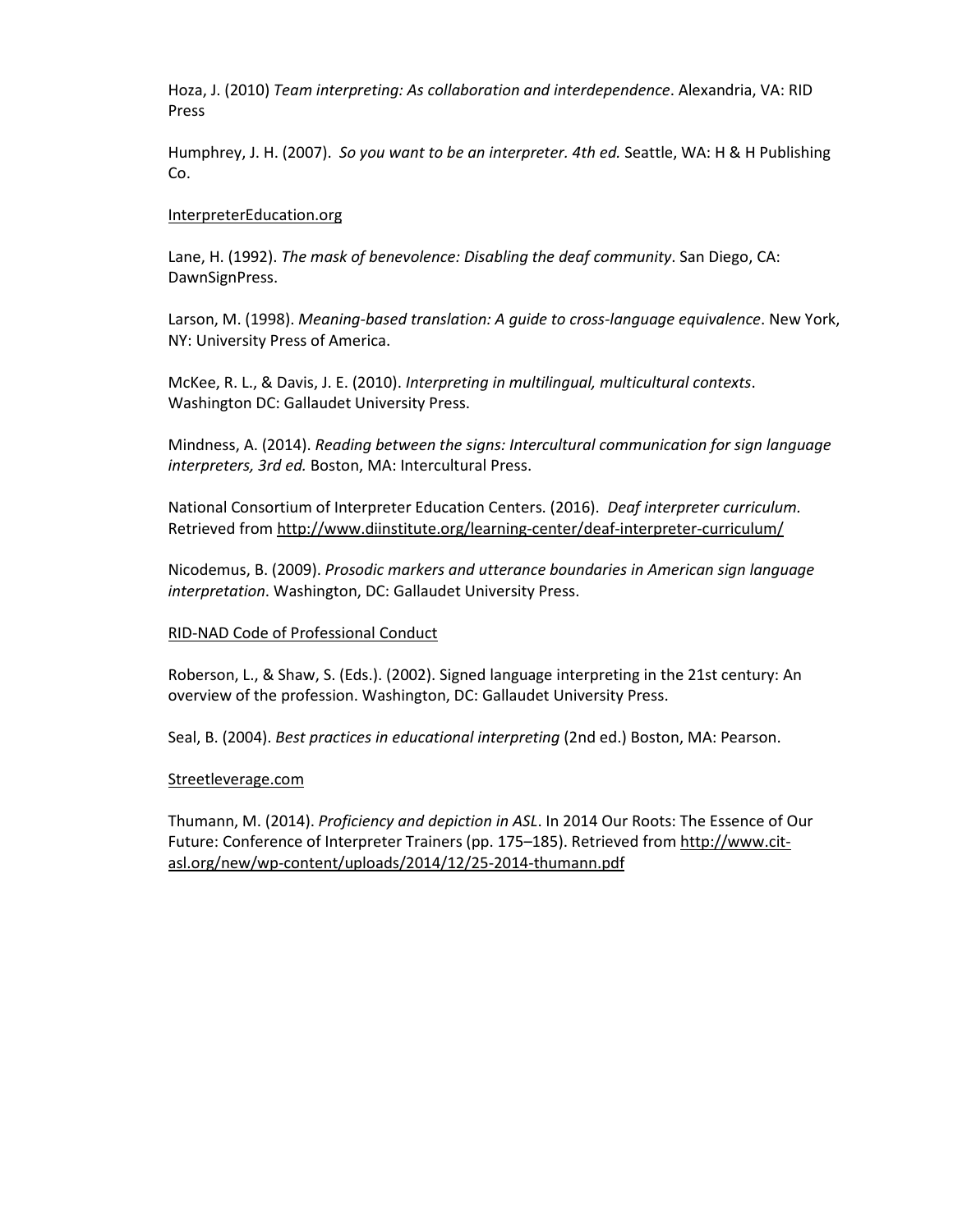Hoza, J. (2010) *Team interpreting: As collaboration and interdependence*. Alexandria, VA: RID Press

Humphrey, J. H. (2007). *So you want to be an interpreter. 4th ed.* Seattle, WA: H & H Publishing Co.

InterpreterEducation.org

Lane, H. (1992). *The mask of benevolence: Disabling the deaf community*. San Diego, CA: DawnSignPress.

Larson, M. (1998). *Meaning-based translation: A guide to cross-language equivalence*. New York, NY: University Press of America.

McKee, R. L., & Davis, J. E. (2010). *Interpreting in multilingual, multicultural contexts*. Washington DC: Gallaudet University Press.

Mindness, A. (2014). *Reading between the signs: Intercultural communication for sign language interpreters, 3rd ed.* Boston, MA: Intercultural Press.

National Consortium of Interpreter Education Centers. (2016). *Deaf interpreter curriculum.* Retrieved from http://www.diinstitute.org/learning-center/deaf-interpreter-curriculum/

Nicodemus, B. (2009). *Prosodic markers and utterance boundaries in American sign language interpretation*. Washington, DC: Gallaudet University Press.

RID-NAD Code of Professional Conduct

Roberson, L., & Shaw, S. (Eds.). (2002). Signed language interpreting in the 21st century: An overview of the profession. Washington, DC: Gallaudet University Press.

Seal, B. (2004). *Best practices in educational interpreting* (2nd ed.) Boston, MA: Pearson.

Streetleverage.com

Thumann, M. (2014). *Proficiency and depiction in ASL*. In 2014 Our Roots: The Essence of Our Future: Conference of Interpreter Trainers (pp. 175–185). Retrieved from http://www.cit-asl.org/new/wp-content/uploads/2014/12/25-2014-thumann.pdf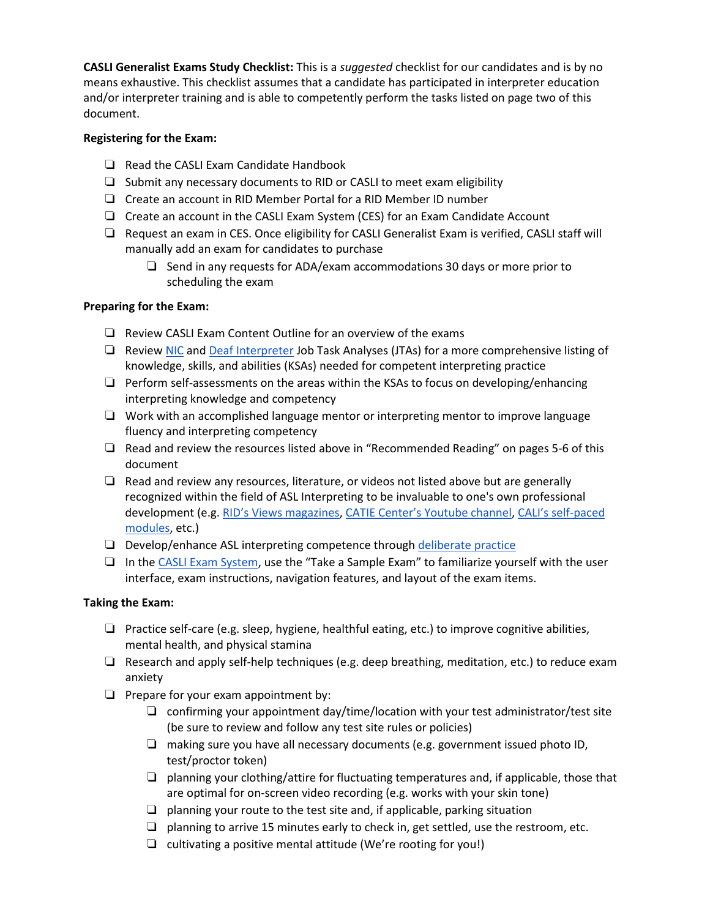**CASLI Generalist Exams Study Checklist:** This is a *suggested* checklist for our candidates and is by no means exhaustive. This checklist assumes that a candidate has participated in interpreter education and/or interpreter training and is able to competently perform the tasks listed on page two of this document.

**Registering for the Exam:**

- ❏ Read the CASLI Exam Candidate Handbook
- ❏ Submit any necessary documents to RID or CASLI to meet exam eligibility
- ❏ Create an account in RID Member Portal for a RID Member ID number
- ❏ Create an account in the CASLI Exam System (CES) for an Exam Candidate Account
- ❏ Request an exam in CES. Once eligibility for CASLI Generalist Exam is verified, CASLI staff will manually add an exam for candidates to purchase
  - ❏ Send in any requests for ADA/exam accommodations 30 days or more prior to scheduling the exam

**Preparing for the Exam:**

- ❏ Review CASLI Exam Content Outline for an overview of the exams
- ❏ Review NIC and Deaf Interpreter Job Task Analyses (JTAs) for a more comprehensive listing of knowledge, skills, and abilities (KSAs) needed for competent interpreting practice
- ❏ Perform self-assessments on the areas within the KSAs to focus on developing/enhancing interpreting knowledge and competency
- ❏ Work with an accomplished language mentor or interpreting mentor to improve language fluency and interpreting competency
- ❏ Read and review the resources listed above in "Recommended Reading" on pages 5-6 of this document
- ❏ Read and review any resources, literature, or videos not listed above but are generally recognized within the field of ASL Interpreting to be invaluable to one's own professional development (e.g. RID's Views magazines, CATIE Center's Youtube channel, CALI's self-paced modules, etc.)
- ❏ Develop/enhance ASL interpreting competence through deliberate practice
- ❏ In the CASLI Exam System, use the "Take a Sample Exam" to familiarize yourself with the user interface, exam instructions, navigation features, and layout of the exam items.

**Taking the Exam:**

- ❏ Practice self-care (e.g. sleep, hygiene, healthful eating, etc.) to improve cognitive abilities, mental health, and physical stamina
- ❏ Research and apply self-help techniques (e.g. deep breathing, meditation, etc.) to reduce exam anxiety
- ❏ Prepare for your exam appointment by:
  - ❏ confirming your appointment day/time/location with your test administrator/test site (be sure to review and follow any test site rules or policies)
  - ❏ making sure you have all necessary documents (e.g. government issued photo ID, test/proctor token)
  - ❏ planning your clothing/attire for fluctuating temperatures and, if applicable, those that are optimal for on-screen video recording (e.g. works with your skin tone)
  - ❏ planning your route to the test site and, if applicable, parking situation
  - ❏ planning to arrive 15 minutes early to check in, get settled, use the restroom, etc.
  - ❏ cultivating a positive mental attitude (We're rooting for you!)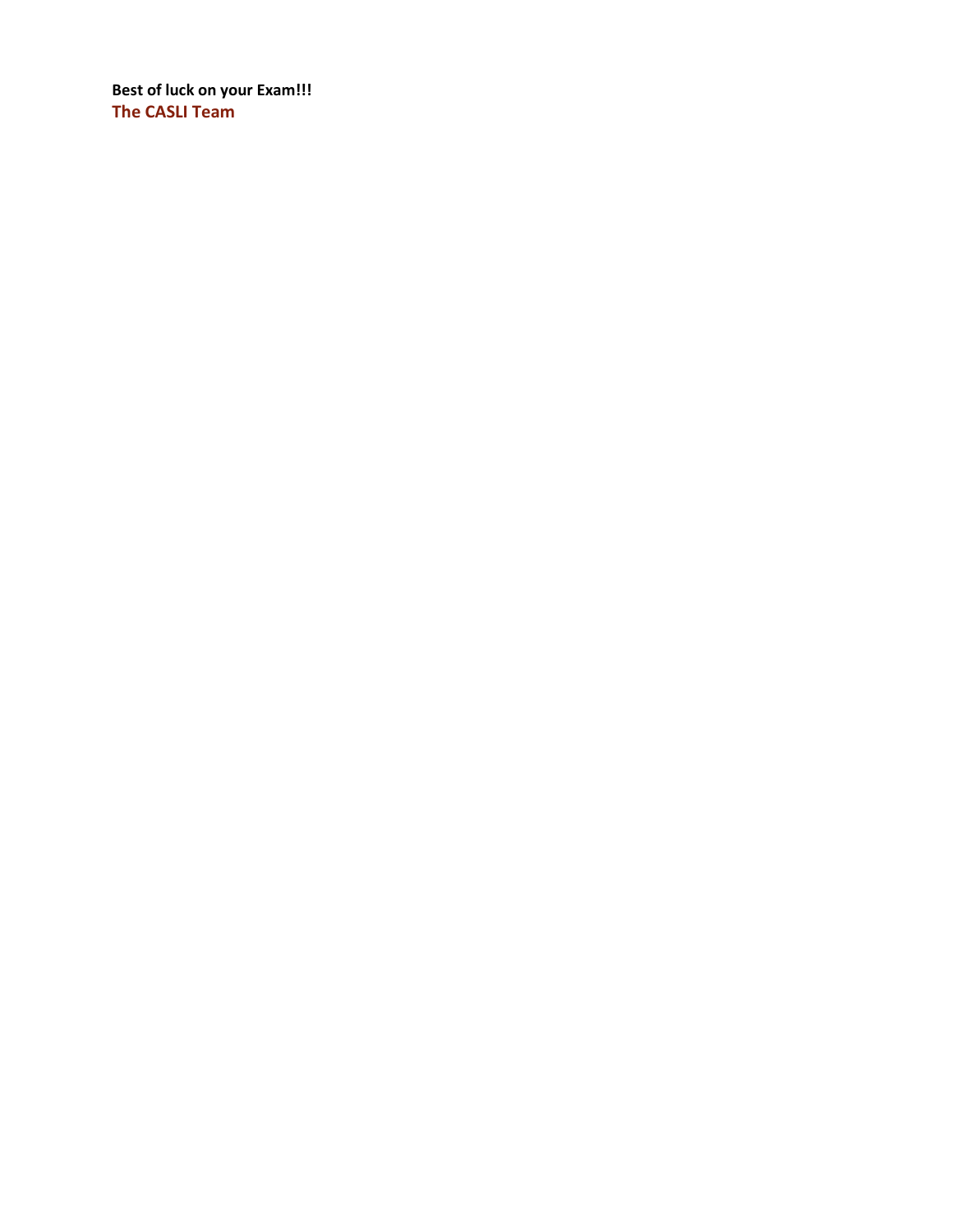**Best of luck on your Exam!!!**
**The CASLI Team**